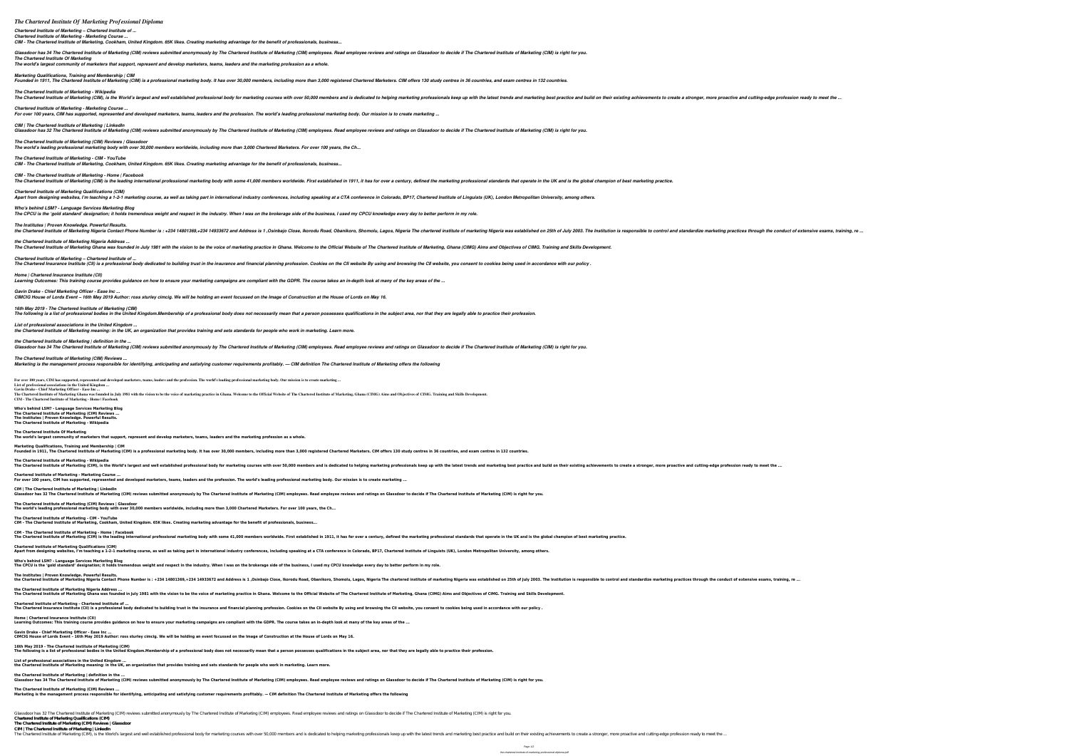# The Chartered Institute Of Marketing Professional Diploma

***Chartered Institute of Marketing – Chartered Institute of ...***
***Chartered Institute of Marketing - Marketing Course ...***
***CIM - The Chartered Institute of Marketing, Cookham, United Kingdom. 65K likes. Creating marketing advantage for the benefit of professionals, business...***

*Glassdoor has 34 The Chartered Institute of Marketing (CIM) reviews submitted anonymously by The Chartered Institute of Marketing (CIM) employees. Read employee reviews and ratings on Glassdoor to decide if The Chartered Institute of Marketing (CIM) is right for you.*
***The Chartered Institute Of Marketing***
*The world's largest community of marketers that support, represent and develop marketers, teams, leaders and the marketing profession as a whole.*

***Marketing Qualifications, Training and Membership | CIM***
*Founded in 1911, The Chartered Institute of Marketing (CIM) is a professional marketing body. It has over 30,000 members, including more than 3,000 registered Chartered Marketers. CIM offers 130 study centres in 36 countries, and exam centres in 132 countries.*

***The Chartered Institute of Marketing - Wikipedia***
*The Chartered Institute of Marketing (CIM), is the World's largest and well established professional body for marketing courses with over 50,000 members and is dedicated to helping marketing professionals keep up with the latest trends and marketing best practice and build on their existing achievements to create a stronger, more proactive and cutting-edge profession ready to meet the ...*

***Chartered Institute of Marketing - Marketing Course ...***
*For over 100 years, CIM has supported, represented and developed marketers, teams, leaders and the profession. The world's leading professional marketing body. Our mission is to create marketing ...*

***CIM | The Chartered Institute of Marketing | LinkedIn***
*Glassdoor has 32 The Chartered Institute of Marketing (CIM) reviews submitted anonymously by The Chartered Institute of Marketing (CIM) employees. Read employee reviews and ratings on Glassdoor to decide if The Chartered Institute of Marketing (CIM) is right for you.*

***The Chartered Institute of Marketing (CIM) Reviews | Glassdoor***
*The world's leading professional marketing body with over 30,000 members worldwide, including more than 3,000 Chartered Marketers. For over 100 years, the Ch...*

***The Chartered Institute of Marketing - CIM - YouTube***
*CIM - The Chartered Institute of Marketing, Cookham, United Kingdom. 65K likes. Creating marketing advantage for the benefit of professionals, business...*

***CIM - The Chartered Institute of Marketing - Home | Facebook***
*The Chartered Institute of Marketing (CIM) is the leading international professional marketing body with some 41,000 members worldwide. First established in 1911, it has for over a century, defined the marketing professional standards that operate in the UK and is the global champion of best marketing practice.*

***Chartered Institute of Marketing Qualifications (CIM)***
*Apart from designing websites, I'm teaching a 1-2-1 marketing course, as well as taking part in international industry conferences, including speaking at a CTA conference in Colorado, BP17, Chartered Institute of Linguists (UK), London Metropolitan University, among others.*

***Who's behind LSM? - Language Services Marketing Blog***
*The CPCU is the 'gold standard' designation; it holds tremendous weight and respect in the industry. When I was on the brokerage side of the business, I used my CPCU knowledge every day to better perform in my role.*

***The Institutes | Proven Knowledge. Powerful Results.***
*the Chartered Institute of Marketing Nigeria Contact Phone Number is : +234 14801369,+234 14933672 and Address is 1 ,Osinbajo Close, Ikorodu Road, Obanikoro, Shomolu, Lagos, Nigeria The chartered institute of marketing Nigeria was established on 25th of July 2003. The Institution is responsible to control and standardize marketing practices through the conduct of extensive exams, training, re ...*

***the Chartered Institute of Marketing Nigeria Address ...***
*The Chartered Institute of Marketing Ghana was founded in July 1981 with the vision to be the voice of marketing practice in Ghana. Welcome to the Official Website of The Chartered Institute of Marketing, Ghana (CIMG) Aims and Objectives of CIMG. Training and Skills Development.*

***Chartered Institute of Marketing – Chartered Institute of ...***
*The Chartered Insurance Institute (CII) is a professional body dedicated to building trust in the insurance and financial planning profession. Cookies on the CII website By using and browsing the CII website, you consent to cookies being used in accordance with our policy .*

***Home | Chartered Insurance Institute (CII)***
*Learning Outcomes: This training course provides guidance on how to ensure your marketing campaigns are compliant with the GDPR. The course takes an in-depth look at many of the key areas of the ...*

***Gavin Drake - Chief Marketing Officer - Ease Inc ...***
*CIMCIG House of Lords Event – 16th May 2019 Author: ross sturley cimcig. We will be holding an event focussed on the Image of Construction at the House of Lords on May 16.*

***16th May 2019 - The Chartered Institute of Marketing (CIM)***
*The following is a list of professional bodies in the United Kingdom.Membership of a professional body does not necessarily mean that a person possesses qualifications in the subject area, nor that they are legally able to practice their profession.*

***List of professional associations in the United Kingdom ...***
*the Chartered Institute of Marketing meaning: in the UK, an organization that provides training and sets standards for people who work in marketing. Learn more.*

***the Chartered Institute of Marketing | definition in the ...***
*Glassdoor has 34 The Chartered Institute of Marketing (CIM) reviews submitted anonymously by The Chartered Institute of Marketing (CIM) employees. Read employee reviews and ratings on Glassdoor to decide if The Chartered Institute of Marketing (CIM) is right for you.*

***The Chartered Institute of Marketing (CIM) Reviews ...***
*Marketing is the management process responsible for identifying, anticipating and satisfying customer requirements profitably. — CIM definition The Chartered Institute of Marketing offers the following*

**For over 100 years, CIM has supported, represented and developed marketers, teams, leaders and the profession. The world's leading professional marketing body. Our mission is to create marketing ...**
**List of professional associations in the United Kingdom ...**
**Gavin Drake - Chief Marketing Officer - Ease Inc ...**
**The Chartered Institute of Marketing Ghana was founded in July 1981 with the vision to be the voice of marketing practice in Ghana. Welcome to the Official Website of The Chartered Institute of Marketing, Ghana (CIMG) Aims and Objectives of CIMG. Training and Skills Development.**
**CIM - The Chartered Institute of Marketing - Home | Facebook**

**Who's behind LSM? - Language Services Marketing Blog**
**The Chartered Institute of Marketing (CIM) Reviews ...**
**The Institutes | Proven Knowledge. Powerful Results.**
**The Chartered Institute of Marketing - Wikipedia**

**The Chartered Institute Of Marketing**
**The world's largest community of marketers that support, represent and develop marketers, teams, leaders and the marketing profession as a whole.**

**Marketing Qualifications, Training and Membership | CIM**
**Founded in 1911, The Chartered Institute of Marketing (CIM) is a professional marketing body. It has over 30,000 members, including more than 3,000 registered Chartered Marketers. CIM offers 130 study centres in 36 countries, and exam centres in 132 countries.**

**The Chartered Institute of Marketing - Wikipedia**
**The Chartered Institute of Marketing (CIM), is the World's largest and well established professional body for marketing courses with over 50,000 members and is dedicated to helping marketing professionals keep up with the latest trends and marketing best practice and build on their existing achievements to create a stronger, more proactive and cutting-edge profession ready to meet the ...**

**Chartered Institute of Marketing - Marketing Course ...**
**For over 100 years, CIM has supported, represented and developed marketers, teams, leaders and the profession. The world's leading professional marketing body. Our mission is to create marketing ...**

**CIM | The Chartered Institute of Marketing | LinkedIn**
**Glassdoor has 32 The Chartered Institute of Marketing (CIM) reviews submitted anonymously by The Chartered Institute of Marketing (CIM) employees. Read employee reviews and ratings on Glassdoor to decide if The Chartered Institute of Marketing (CIM) is right for you.**

**The Chartered Institute of Marketing (CIM) Reviews | Glassdoor**
**The world's leading professional marketing body with over 30,000 members worldwide, including more than 3,000 Chartered Marketers. For over 100 years, the Ch...**

**The Chartered Institute of Marketing - CIM - YouTube**
**CIM - The Chartered Institute of Marketing, Cookham, United Kingdom. 65K likes. Creating marketing advantage for the benefit of professionals, business...**

**CIM - The Chartered Institute of Marketing - Home | Facebook**
**The Chartered Institute of Marketing (CIM) is the leading international professional marketing body with some 41,000 members worldwide. First established in 1911, it has for over a century, defined the marketing professional standards that operate in the UK and is the global champion of best marketing practice.**

**Chartered Institute of Marketing Qualifications (CIM)**
**Apart from designing websites, I'm teaching a 1-2-1 marketing course, as well as taking part in international industry conferences, including speaking at a CTA conference in Colorado, BP17, Chartered Institute of Linguists (UK), London Metropolitan University, among others.**

**Who's behind LSM? - Language Services Marketing Blog**
**The CPCU is the 'gold standard' designation; it holds tremendous weight and respect in the industry. When I was on the brokerage side of the business, I used my CPCU knowledge every day to better perform in my role.**

**The Institutes | Proven Knowledge. Powerful Results.**
**the Chartered Institute of Marketing Nigeria Contact Phone Number is : +234 14801369,+234 14933672 and Address is 1 ,Osinbajo Close, Ikorodu Road, Obanikoro, Shomolu, Lagos, Nigeria The chartered institute of marketing Nigeria was established on 25th of July 2003. The Institution is responsible to control and standardize marketing practices through the conduct of extensive exams, training, re ...**

**the Chartered Institute of Marketing Nigeria Address ...**
**The Chartered Institute of Marketing Ghana was founded in July 1981 with the vision to be the voice of marketing practice in Ghana. Welcome to the Official Website of The Chartered Institute of Marketing, Ghana (CIMG) Aims and Objectives of CIMG. Training and Skills Development.**

**Chartered Institute of Marketing – Chartered Institute of ...**
**The Chartered Insurance Institute (CII) is a professional body dedicated to building trust in the insurance and financial planning profession. Cookies on the CII website By using and browsing the CII website, you consent to cookies being used in accordance with our policy .**

**Home | Chartered Insurance Institute (CII)**
**Learning Outcomes: This training course provides guidance on how to ensure your marketing campaigns are compliant with the GDPR. The course takes an in-depth look at many of the key areas of the ...**

**Gavin Drake - Chief Marketing Officer - Ease Inc ...**
**CIMCIG House of Lords Event – 16th May 2019 Author: ross sturley cimcig. We will be holding an event focussed on the Image of Construction at the House of Lords on May 16.**

**16th May 2019 - The Chartered Institute of Marketing (CIM)**
**The following is a list of professional bodies in the United Kingdom.Membership of a professional body does not necessarily mean that a person possesses qualifications in the subject area, nor that they are legally able to practice their profession.**

**List of professional associations in the United Kingdom ...**
**the Chartered Institute of Marketing meaning: in the UK, an organization that provides training and sets standards for people who work in marketing. Learn more.**

**the Chartered Institute of Marketing | definition in the ...**
**Glassdoor has 34 The Chartered Institute of Marketing (CIM) reviews submitted anonymously by The Chartered Institute of Marketing (CIM) employees. Read employee reviews and ratings on Glassdoor to decide if The Chartered Institute of Marketing (CIM) is right for you.**

**The Chartered Institute of Marketing (CIM) Reviews ...**
**Marketing is the management process responsible for identifying, anticipating and satisfying customer requirements profitably. — CIM definition The Chartered Institute of Marketing offers the following**

Glassdoor has 32 The Chartered Institute of Marketing (CIM) reviews submitted anonymously by The Chartered Institute of Marketing (CIM) employees. Read employee reviews and ratings on Glassdoor to decide if The Chartered Institute of Marketing (CIM) is right for you.
**Chartered Institute of Marketing Qualifications (CIM)**
**The Chartered Institute of Marketing (CIM) Reviews | Glassdoor**
**CIM | The Chartered Institute of Marketing | LinkedIn**
The Chartered Institute of Marketing (CIM), is the World's largest and well established professional body for marketing courses with over 50,000 members and is dedicated to helping marketing professionals keep up with the latest trends and marketing best practice and build on their existing achievements to create a stronger, more proactive and cutting-edge profession ready to meet the ...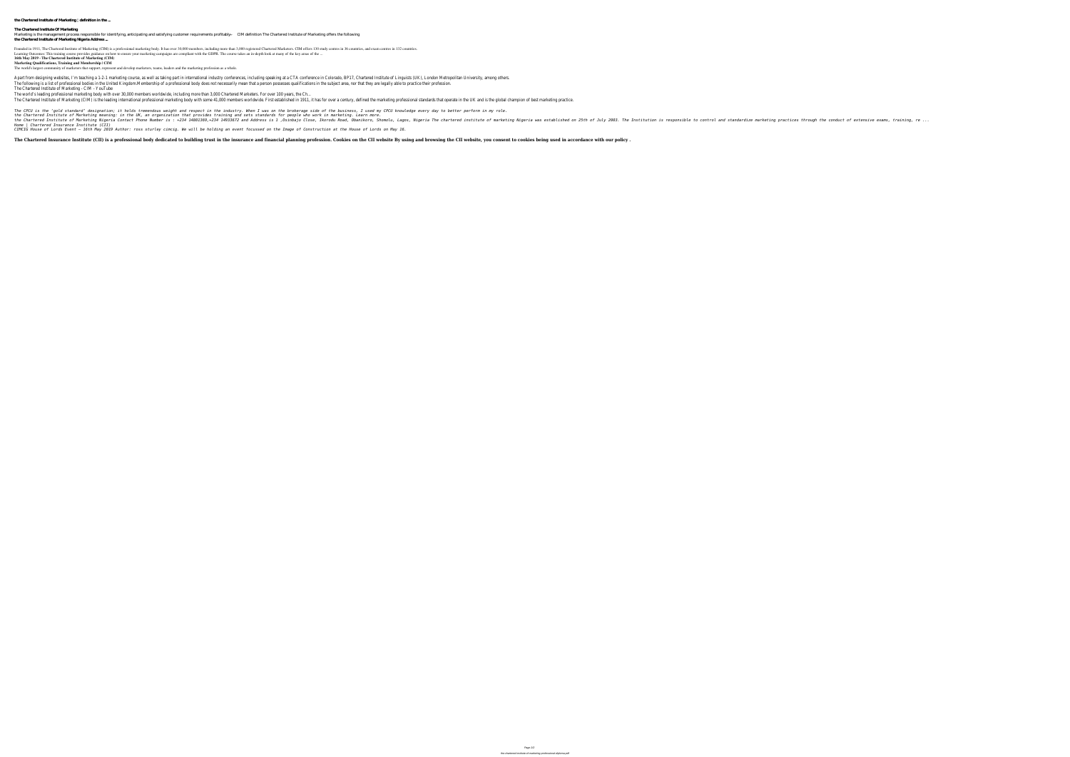**the Chartered Institute of Marketing | definition in the ...**

**The Chartered Institute Of Marketing**

Marketing is the management process responsible for identifying, anticipating and satisfying customer requirements profitably – CIM definition The Chartered Institute of Marketing offers the following

**the Chartered Institute of Marketing Nigeria Address ...**

Founded in 1911, The Chartered Institute of Marketing (CIM) is a professional marketing body. It has over 30,000 members, including more than 3,000 registered Chartered Marketers. CIM offers 130 study centres in 36 countries, and exam centres in 132 countries.
Learning Outcomes: This training course provides guidance on how to ensure your marketing campaigns are compliant with the GDPR. The course takes an in-depth look at many of the key areas of the ...

**16th May 2019 - The Chartered Institute of Marketing (CIM)**

**Marketing Qualifications, Training and Membership | CIM**

The world's largest community of marketers that support, represent and develop marketers, teams, leaders and the marketing profession as a whole.

A part from designing websites, I'm teaching a 1-2-1 marketing course, as well as taking part in international industry conferences, including speaking at a CTA conference in Colorado, BP17, Chartered Institute of Linguists (UK), London Metropolitan University, among others.
The following is a list of professional bodies in the United Kingdom.Membership of a professional body does not necessarily mean that a person possesses qualifications in the subject area, nor that they are legally able to practice their profession.
The Chartered Institute of Marketing - CIM - YouTube
The world's leading professional marketing body with over 30,000 members worldwide, including more than 3,000 Chartered Marketers. For over 100 years, the Ch...
The Chartered Institute of Marketing (CIM) is the leading international professional marketing body with some 41,000 members worldwide. First established in 1911, it has for over a century, defined the marketing professional standards that operate in the UK and is the global champion of best marketing practice.

*The CPCU is the 'gold standard' designation; it holds tremendous weight and respect in the industry. When I was on the brokerage side of the business, I used my CPCU knowledge every day to better perform in my role.*
*the Chartered Institute of Marketing meaning: in the UK, an organization that provides training and sets standards for people who work in marketing. Learn more.*
*the Chartered Institute of Marketing Nigeria Contact Phone Number is : +234 14801369,+234 14933672 and Address is 1 ,Osinbajo Close, Ikorodu Road, Obanikoro, Shomolu, Lagos, Nigeria The chartered institute of marketing Nigeria was established on 25th of July 2003. The Institution is responsible to control and standardize marketing practices through the conduct of extensive exams, training, re ...*
*Home | Chartered Insurance Institute (CII)*
*CIMCIG House of Lords Event – 16th May 2019 Author: ross sturley cimcig. We will be holding an event focussed on the Image of Construction at the House of Lords on May 16.*

**The Chartered Insurance Institute (CII) is a professional body dedicated to building trust in the insurance and financial planning profession. Cookies on the CII website By using and browsing the CII website, you consent to cookies being used in accordance with our policy .**